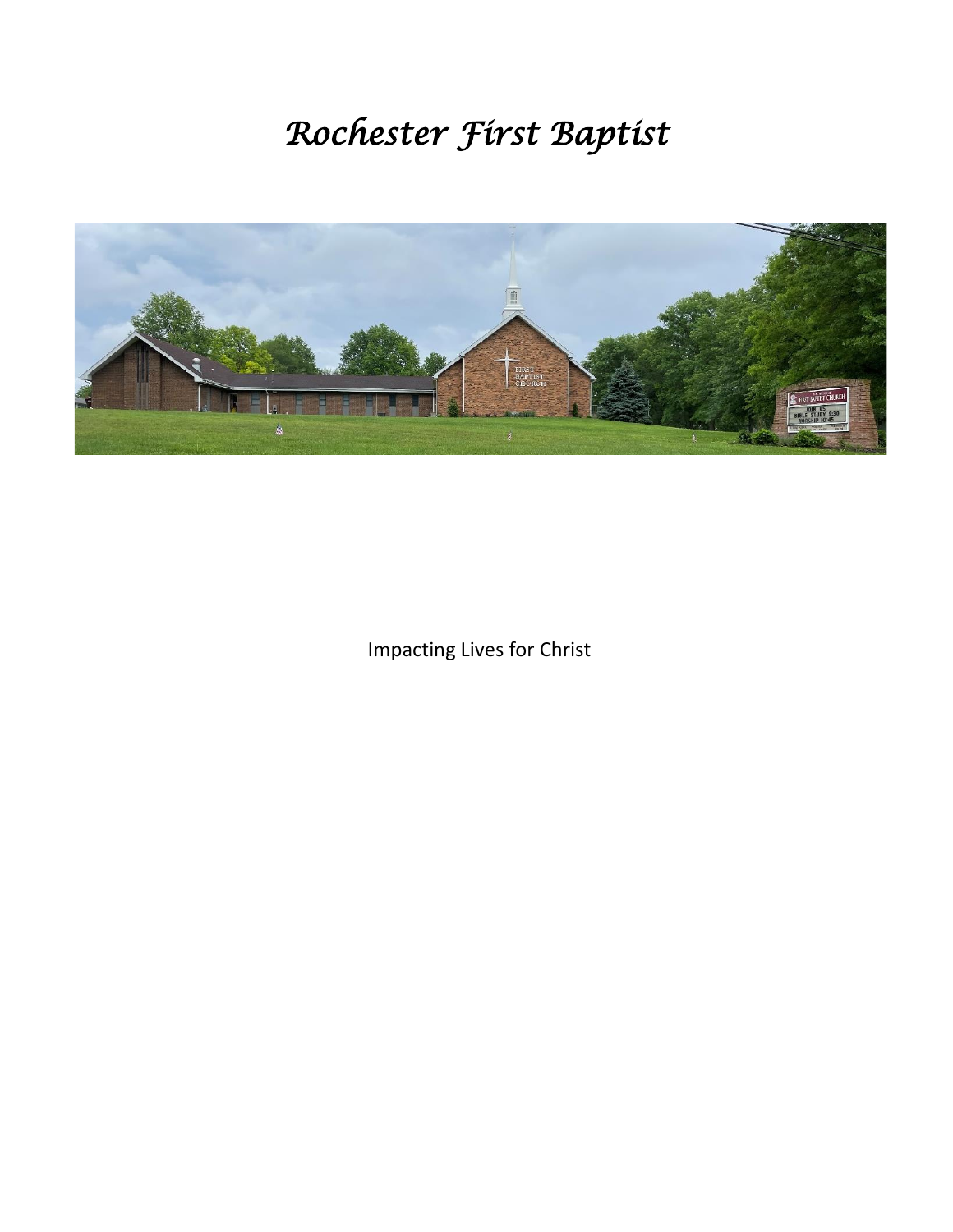# *Rochester First Baptist*

Impacting Lives for Christ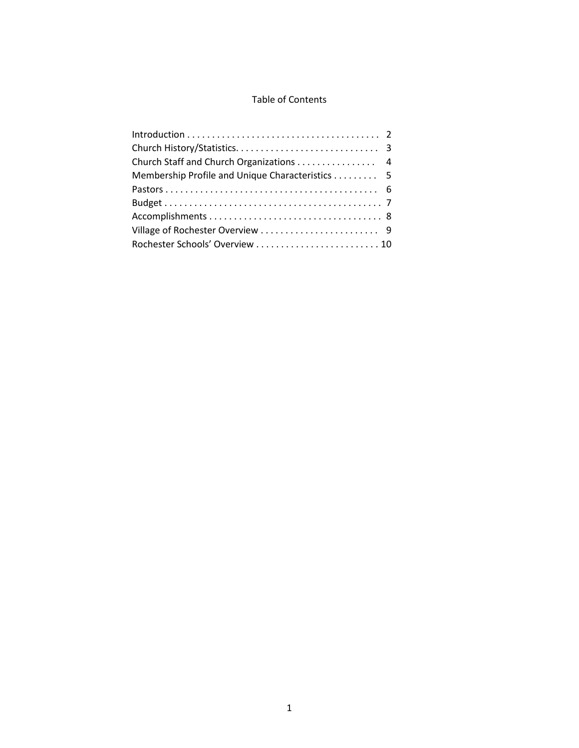# Table of Contents

| Section | Page |
|---|---|
| Introduction | 2 |
| Church History/Statistics | 3 |
| Church Staff and Church Organizations | 4 |
| Membership Profile and Unique Characteristics | 5 |
| Pastors | 6 |
| Budget | 7 |
| Accomplishments | 8 |
| Village of Rochester Overview | 9 |
| Rochester Schools' Overview | 10 |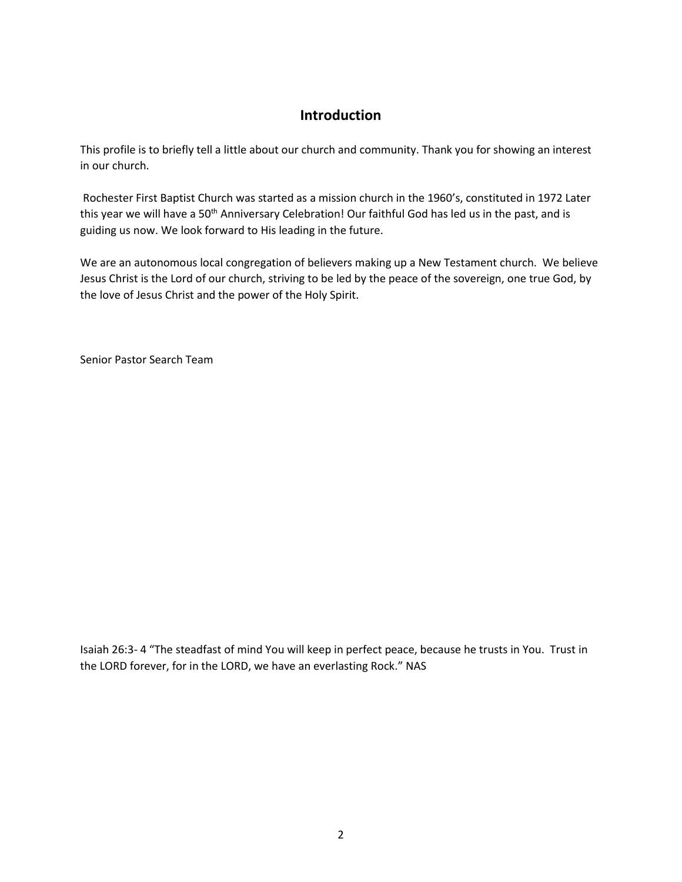## Introduction

This profile is to briefly tell a little about our church and community. Thank you for showing an interest in our church.

Rochester First Baptist Church was started as a mission church in the 1960's, constituted in 1972 Later this year we will have a 50th Anniversary Celebration! Our faithful God has led us in the past, and is guiding us now. We look forward to His leading in the future.

We are an autonomous local congregation of believers making up a New Testament church. We believe Jesus Christ is the Lord of our church, striving to be led by the peace of the sovereign, one true God, by the love of Jesus Christ and the power of the Holy Spirit.

Senior Pastor Search Team

Isaiah 26:3- 4 "The steadfast of mind You will keep in perfect peace, because he trusts in You. Trust in the LORD forever, for in the LORD, we have an everlasting Rock." NAS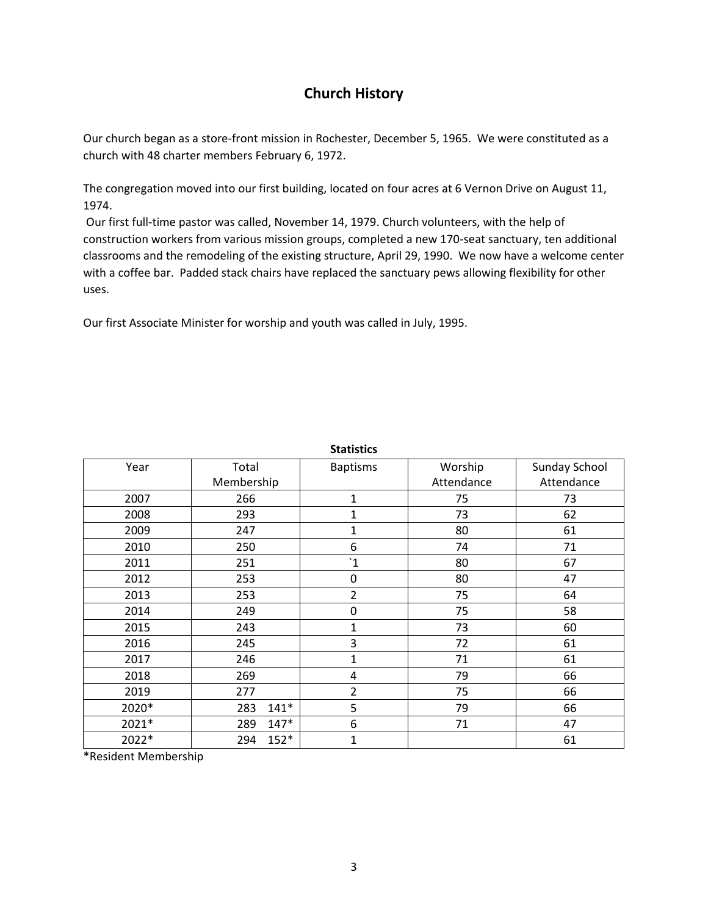# Church History

Our church began as a store-front mission in Rochester, December 5, 1965. We were constituted as a church with 48 charter members February 6, 1972.

The congregation moved into our first building, located on four acres at 6 Vernon Drive on August 11, 1974.

Our first full-time pastor was called, November 14, 1979. Church volunteers, with the help of construction workers from various mission groups, completed a new 170-seat sanctuary, ten additional classrooms and the remodeling of the existing structure, April 29, 1990. We now have a welcome center with a coffee bar. Padded stack chairs have replaced the sanctuary pews allowing flexibility for other uses.

Our first Associate Minister for worship and youth was called in July, 1995.

**Statistics**

| Year | Total Membership | Baptisms | Worship Attendance | Sunday School Attendance |
|---|---|---|---|---|
| 2007 | 266 | 1 | 75 | 73 |
| 2008 | 293 | 1 | 73 | 62 |
| 2009 | 247 | 1 | 80 | 61 |
| 2010 | 250 | 6 | 74 | 71 |
| 2011 | 251 | `1 | 80 | 67 |
| 2012 | 253 | 0 | 80 | 47 |
| 2013 | 253 | 2 | 75 | 64 |
| 2014 | 249 | 0 | 75 | 58 |
| 2015 | 243 | 1 | 73 | 60 |
| 2016 | 245 | 3 | 72 | 61 |
| 2017 | 246 | 1 | 71 | 61 |
| 2018 | 269 | 4 | 79 | 66 |
| 2019 | 277 | 2 | 75 | 66 |
| 2020* | 283 141* | 5 | 79 | 66 |
| 2021* | 289 147* | 6 | 71 | 47 |
| 2022* | 294 152* | 1 | | 61 |

*Resident Membership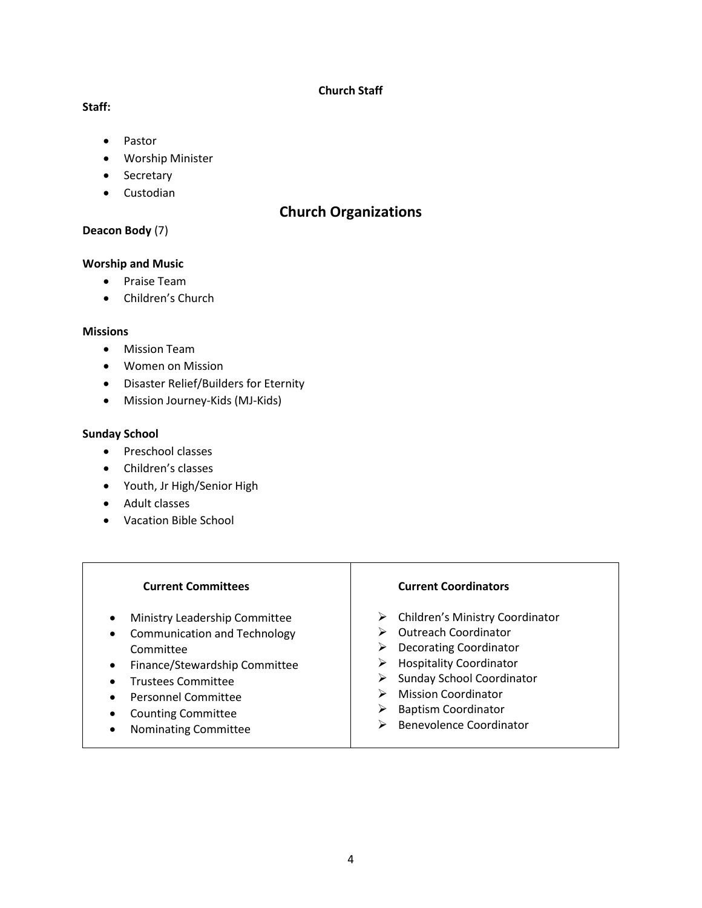**Church Staff**

**Staff:**

- Pastor
- Worship Minister
- Secretary
- Custodian

## Church Organizations

**Deacon Body** (7)

**Worship and Music**

- Praise Team
- Children's Church

**Missions**

- Mission Team
- Women on Mission
- Disaster Relief/Builders for Eternity
- Mission Journey-Kids (MJ-Kids)

**Sunday School**

- Preschool classes
- Children's classes
- Youth, Jr High/Senior High
- Adult classes
- Vacation Bible School

| Current Committees | Current Coordinators |
| --- | --- |
| • Ministry Leadership Committee<br>• Communication and Technology Committee<br>• Finance/Stewardship Committee<br>• Trustees Committee<br>• Personnel Committee<br>• Counting Committee<br>• Nominating Committee | ➢ Children's Ministry Coordinator<br>➢ Outreach Coordinator<br>➢ Decorating Coordinator<br>➢ Hospitality Coordinator<br>➢ Sunday School Coordinator<br>➢ Mission Coordinator<br>➢ Baptism Coordinator<br>➢ Benevolence Coordinator |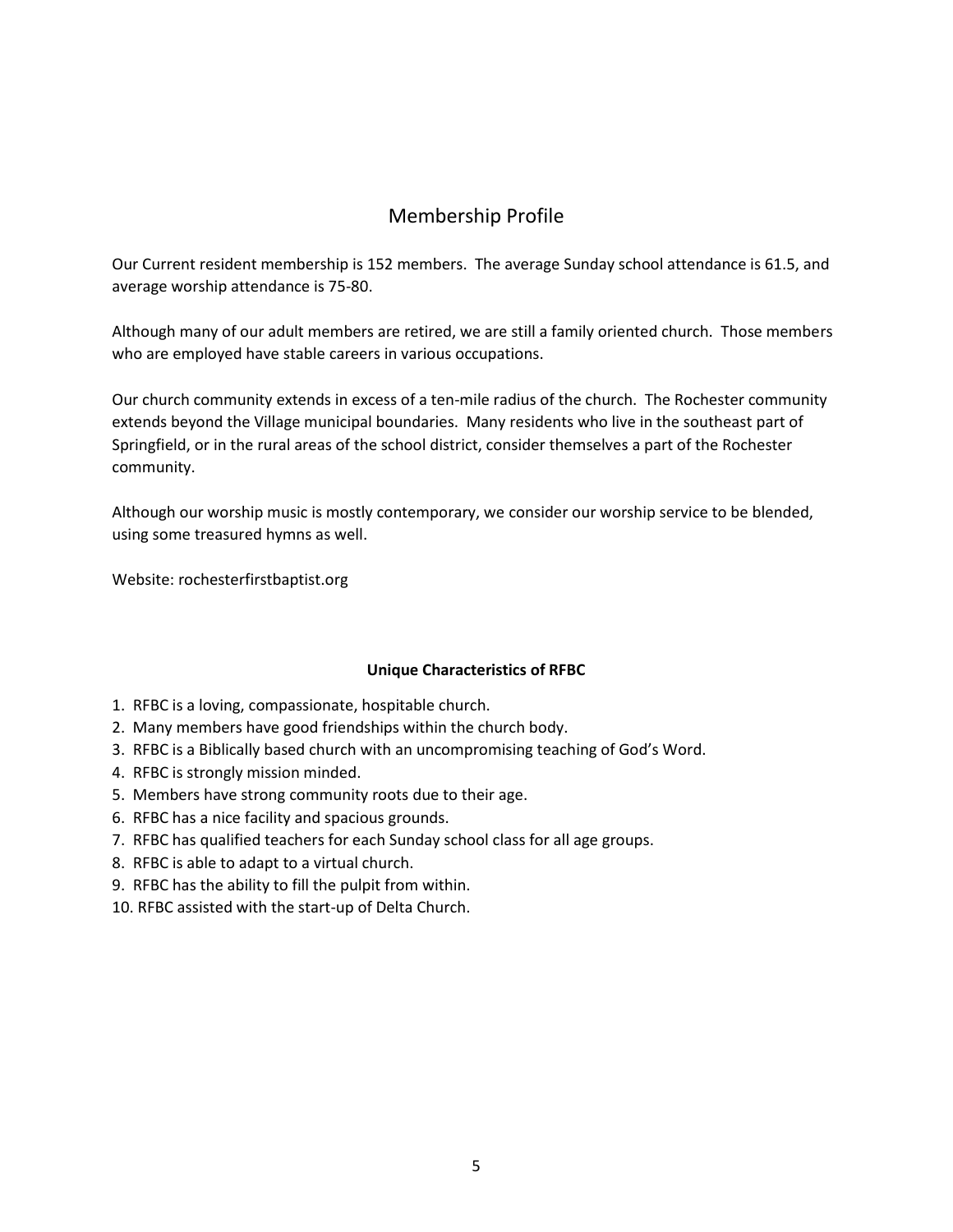# Membership Profile

Our Current resident membership is 152 members. The average Sunday school attendance is 61.5, and average worship attendance is 75-80.

Although many of our adult members are retired, we are still a family oriented church. Those members who are employed have stable careers in various occupations.

Our church community extends in excess of a ten-mile radius of the church. The Rochester community extends beyond the Village municipal boundaries. Many residents who live in the southeast part of Springfield, or in the rural areas of the school district, consider themselves a part of the Rochester community.

Although our worship music is mostly contemporary, we consider our worship service to be blended, using some treasured hymns as well.

Website: rochesterfirstbaptist.org

**Unique Characteristics of RFBC**

1. RFBC is a loving, compassionate, hospitable church.
2. Many members have good friendships within the church body.
3. RFBC is a Biblically based church with an uncompromising teaching of God's Word.
4. RFBC is strongly mission minded.
5. Members have strong community roots due to their age.
6. RFBC has a nice facility and spacious grounds.
7. RFBC has qualified teachers for each Sunday school class for all age groups.
8. RFBC is able to adapt to a virtual church.
9. RFBC has the ability to fill the pulpit from within.
10. RFBC assisted with the start-up of Delta Church.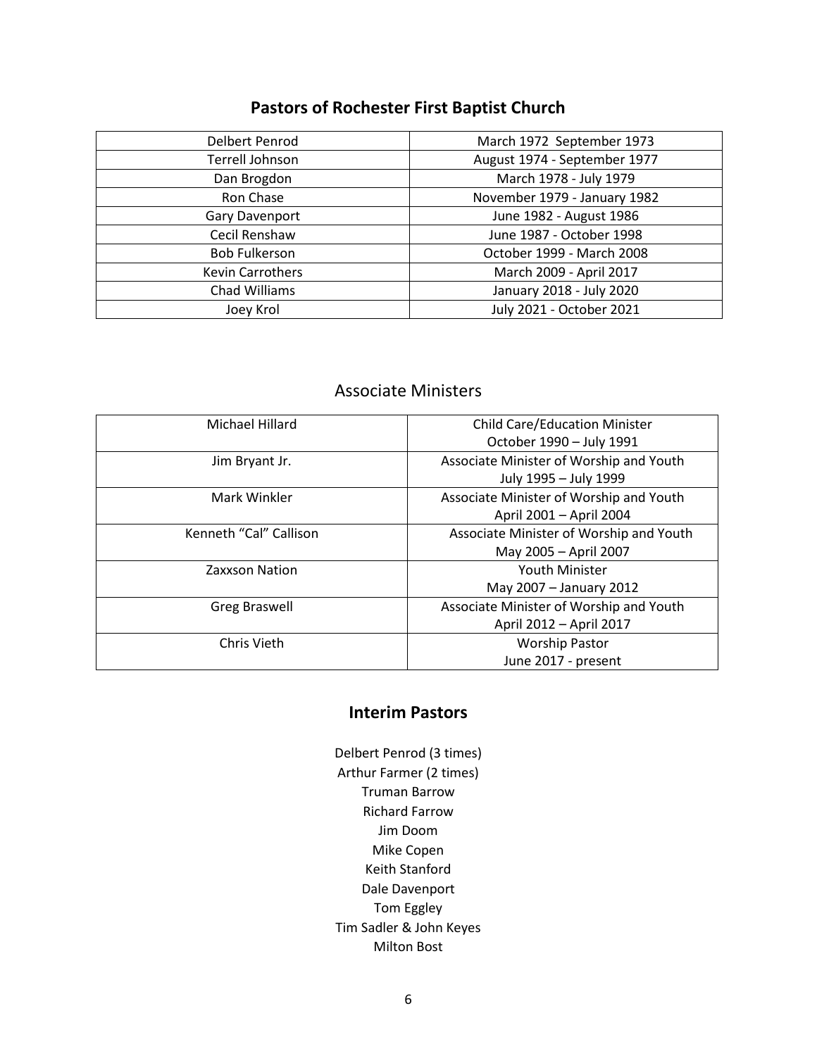## Pastors of Rochester First Baptist Church

| | |
|---|---|
| Delbert Penrod | March 1972 September 1973 |
| Terrell Johnson | August 1974 - September 1977 |
| Dan Brogdon | March 1978 - July 1979 |
| Ron Chase | November 1979 - January 1982 |
| Gary Davenport | June 1982 - August 1986 |
| Cecil Renshaw | June 1987 - October 1998 |
| Bob Fulkerson | October 1999 - March 2008 |
| Kevin Carrothers | March 2009 - April 2017 |
| Chad Williams | January 2018 - July 2020 |
| Joey Krol | July 2021 - October 2021 |

## Associate Ministers

| | |
|---|---|
| Michael Hillard | Child Care/Education Minister<br>October 1990 – July 1991 |
| Jim Bryant Jr. | Associate Minister of Worship and Youth<br>July 1995 – July 1999 |
| Mark Winkler | Associate Minister of Worship and Youth<br>April 2001 – April 2004 |
| Kenneth “Cal” Callison | Associate Minister of Worship and Youth<br>May 2005 – April 2007 |
| Zaxxson Nation | Youth Minister<br>May 2007 – January 2012 |
| Greg Braswell | Associate Minister of Worship and Youth<br>April 2012 – April 2017 |
| Chris Vieth | Worship Pastor<br>June 2017 - present |

## Interim Pastors

Delbert Penrod (3 times)
Arthur Farmer (2 times)
Truman Barrow
Richard Farrow
Jim Doom
Mike Copen
Keith Stanford
Dale Davenport
Tom Eggley
Tim Sadler & John Keyes
Milton Bost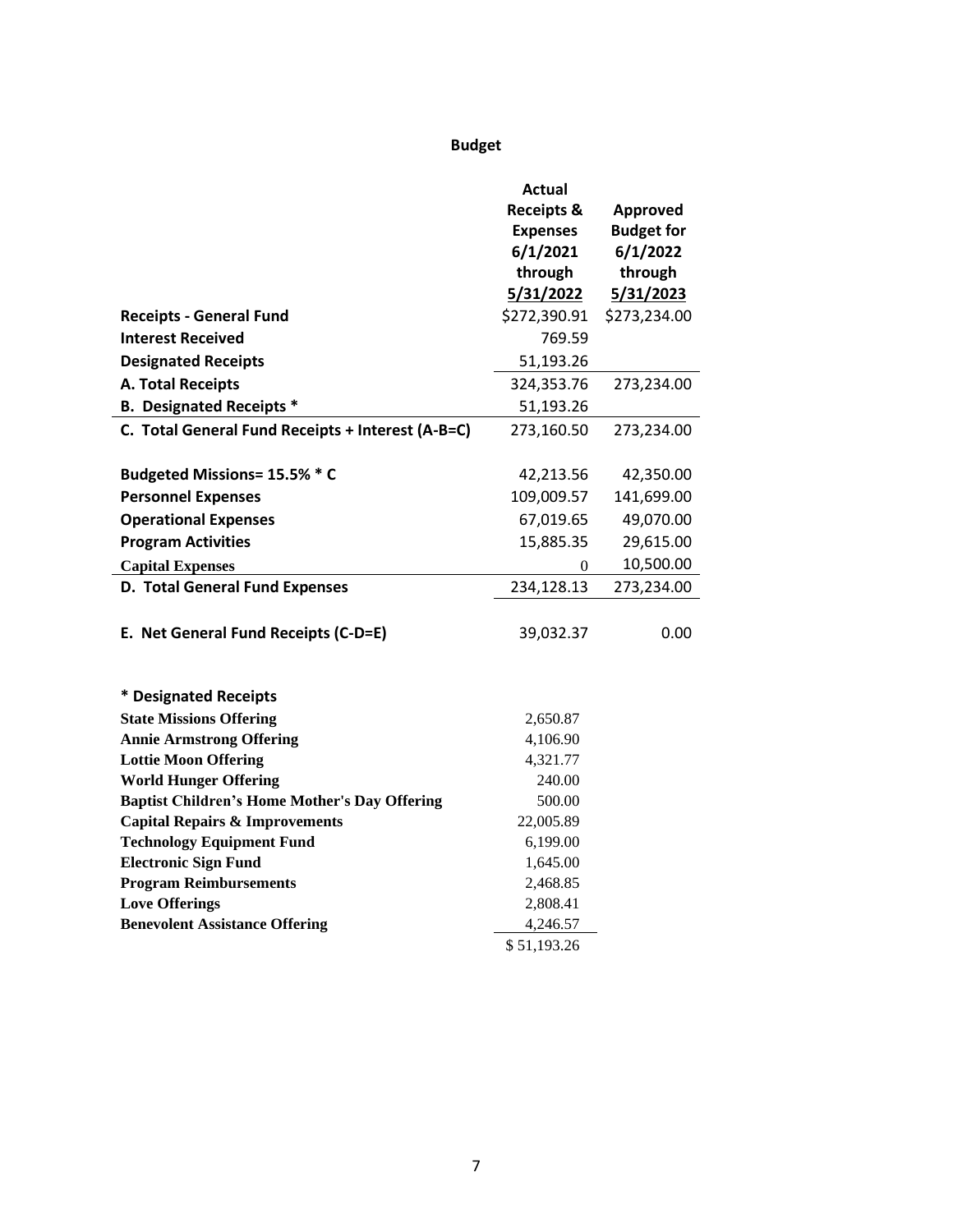# Budget

| | Actual Receipts & Expenses 6/1/2021 through 5/31/2022 | Approved Budget for 6/1/2022 through 5/31/2023 |
|---|---|---|
| **Receipts - General Fund** | $272,390.91 | $273,234.00 |
| **Interest Received** | 769.59 | |
| **Designated Receipts** | 51,193.26 | |
| **A. Total Receipts** | 324,353.76 | 273,234.00 |
| **B. Designated Receipts *** | 51,193.26 | |
| **C. Total General Fund Receipts + Interest (A-B=C)** | 273,160.50 | 273,234.00 |
| | | |
| **Budgeted Missions= 15.5% * C** | 42,213.56 | 42,350.00 |
| **Personnel Expenses** | 109,009.57 | 141,699.00 |
| **Operational Expenses** | 67,019.65 | 49,070.00 |
| **Program Activities** | 15,885.35 | 29,615.00 |
| **Capital Expenses** | 0 | 10,500.00 |
| **D. Total General Fund Expenses** | 234,128.13 | 273,234.00 |
| | | |
| **E. Net General Fund Receipts (C-D=E)** | 39,032.37 | 0.00 |

**\* Designated Receipts**

| | |
|---|---|
| **State Missions Offering** | 2,650.87 |
| **Annie Armstrong Offering** | 4,106.90 |
| **Lottie Moon Offering** | 4,321.77 |
| **World Hunger Offering** | 240.00 |
| **Baptist Children's Home Mother's Day Offering** | 500.00 |
| **Capital Repairs & Improvements** | 22,005.89 |
| **Technology Equipment Fund** | 6,199.00 |
| **Electronic Sign Fund** | 1,645.00 |
| **Program Reimbursements** | 2,468.85 |
| **Love Offerings** | 2,808.41 |
| **Benevolent Assistance Offering** | 4,246.57 |
| | $ 51,193.26 |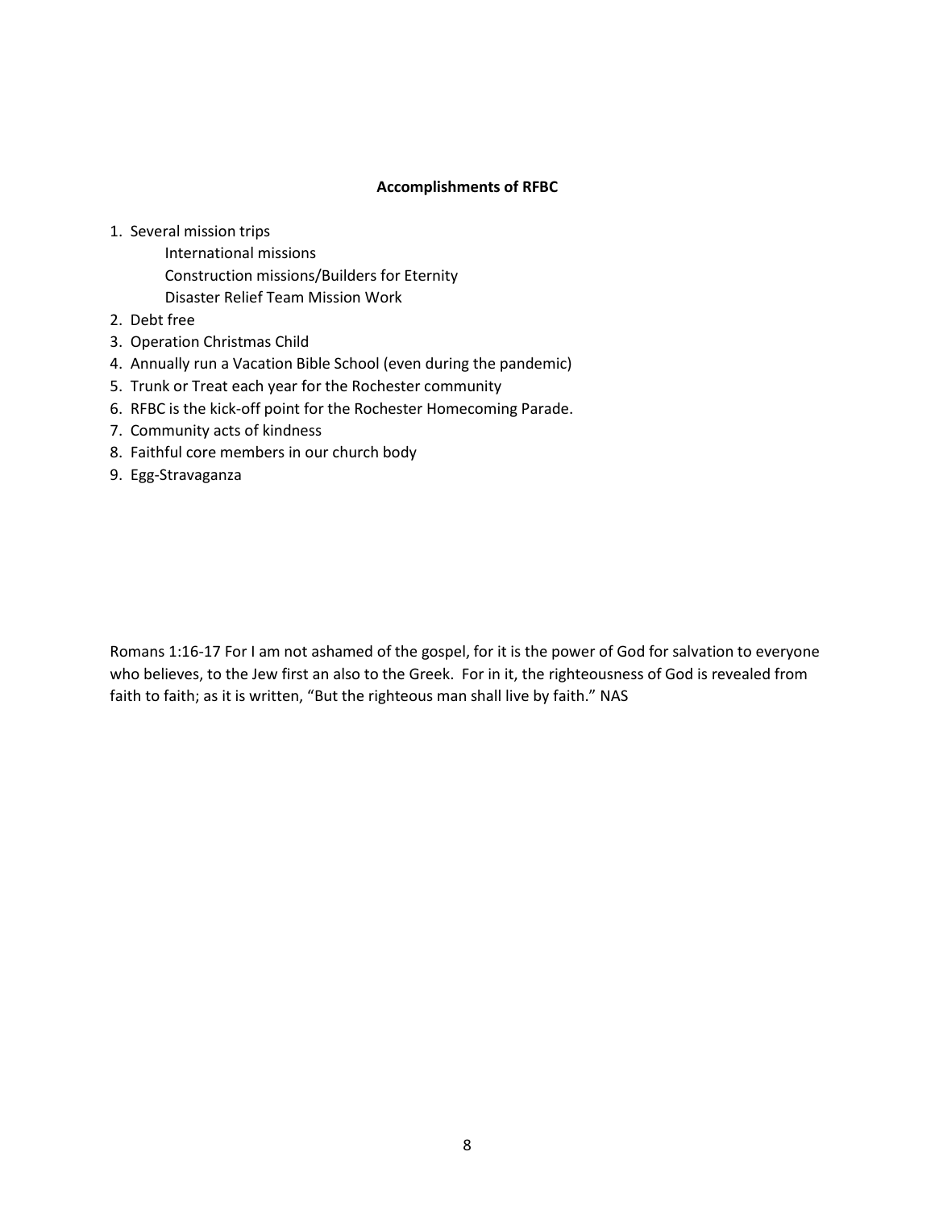**Accomplishments of RFBC**

1. Several mission trips
   - International missions
   - Construction missions/Builders for Eternity
   - Disaster Relief Team Mission Work
2. Debt free
3. Operation Christmas Child
4. Annually run a Vacation Bible School (even during the pandemic)
5. Trunk or Treat each year for the Rochester community
6. RFBC is the kick-off point for the Rochester Homecoming Parade.
7. Community acts of kindness
8. Faithful core members in our church body
9. Egg-Stravaganza

Romans 1:16-17 For I am not ashamed of the gospel, for it is the power of God for salvation to everyone who believes, to the Jew first an also to the Greek. For in it, the righteousness of God is revealed from faith to faith; as it is written, "But the righteous man shall live by faith." NAS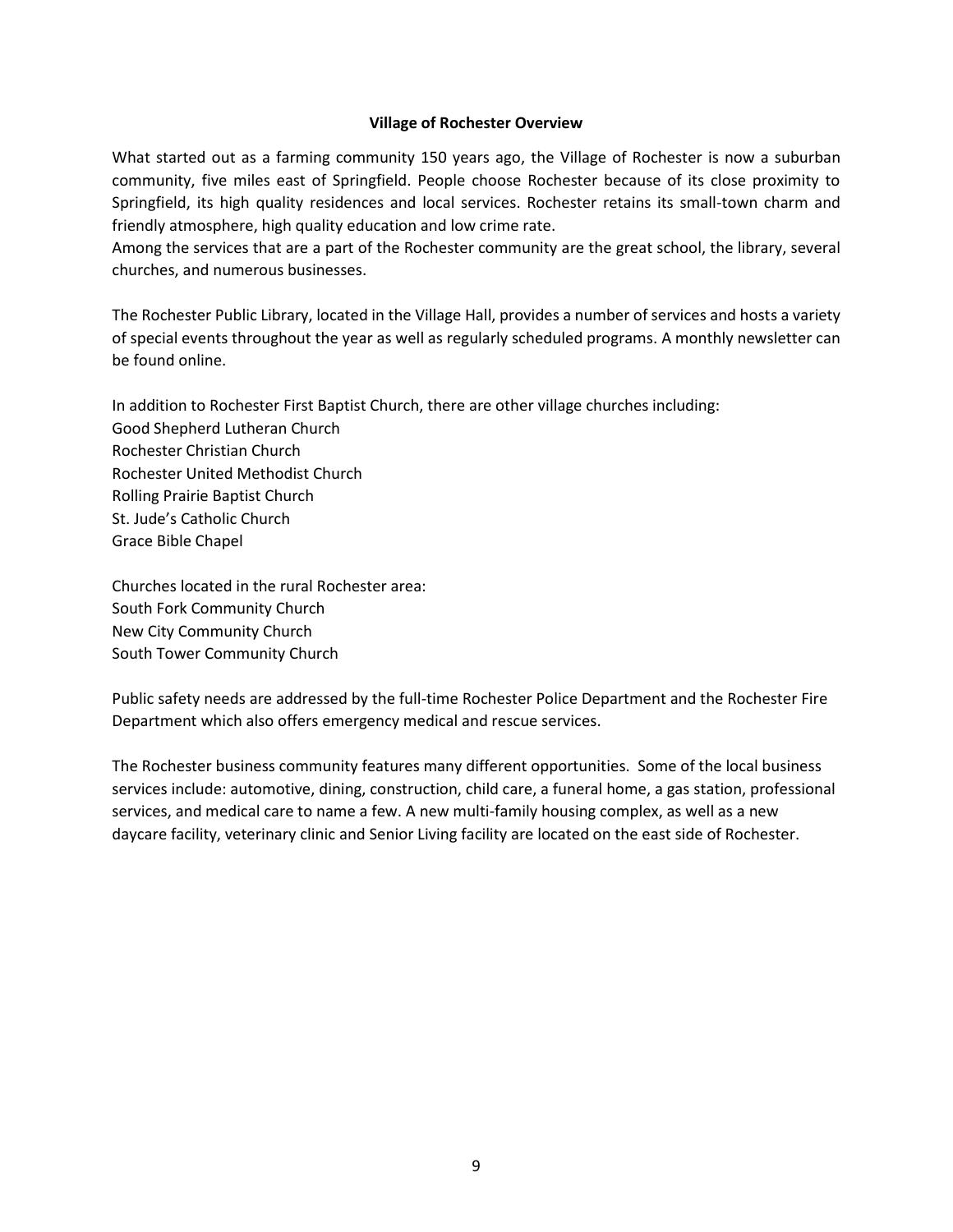## Village of Rochester Overview

What started out as a farming community 150 years ago, the Village of Rochester is now a suburban community, five miles east of Springfield. People choose Rochester because of its close proximity to Springfield, its high quality residences and local services. Rochester retains its small-town charm and friendly atmosphere, high quality education and low crime rate.
Among the services that are a part of the Rochester community are the great school, the library, several churches, and numerous businesses.

The Rochester Public Library, located in the Village Hall, provides a number of services and hosts a variety of special events throughout the year as well as regularly scheduled programs. A monthly newsletter can be found online.

In addition to Rochester First Baptist Church, there are other village churches including:
Good Shepherd Lutheran Church
Rochester Christian Church
Rochester United Methodist Church
Rolling Prairie Baptist Church
St. Jude's Catholic Church
Grace Bible Chapel

Churches located in the rural Rochester area:
South Fork Community Church
New City Community Church
South Tower Community Church

Public safety needs are addressed by the full-time Rochester Police Department and the Rochester Fire Department which also offers emergency medical and rescue services.

The Rochester business community features many different opportunities. Some of the local business services include: automotive, dining, construction, child care, a funeral home, a gas station, professional services, and medical care to name a few. A new multi-family housing complex, as well as a new daycare facility, veterinary clinic and Senior Living facility are located on the east side of Rochester.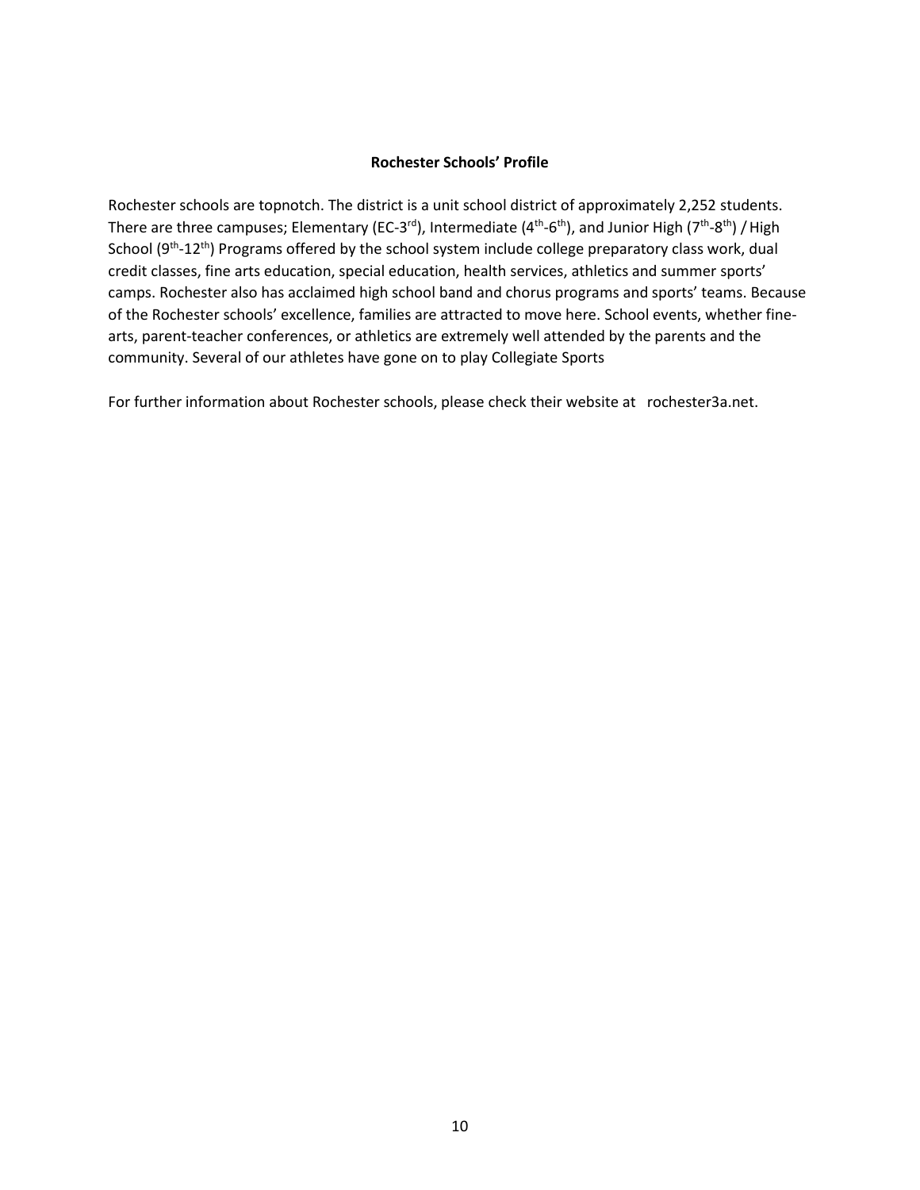**Rochester Schools' Profile**

Rochester schools are topnotch. The district is a unit school district of approximately 2,252 students. There are three campuses; Elementary (EC-3rd), Intermediate (4th-6th), and Junior High (7th-8th) / High School (9th-12th) Programs offered by the school system include college preparatory class work, dual credit classes, fine arts education, special education, health services, athletics and summer sports' camps. Rochester also has acclaimed high school band and chorus programs and sports' teams. Because of the Rochester schools' excellence, families are attracted to move here. School events, whether fine-arts, parent-teacher conferences, or athletics are extremely well attended by the parents and the community. Several of our athletes have gone on to play Collegiate Sports

For further information about Rochester schools, please check their website at rochester3a.net.